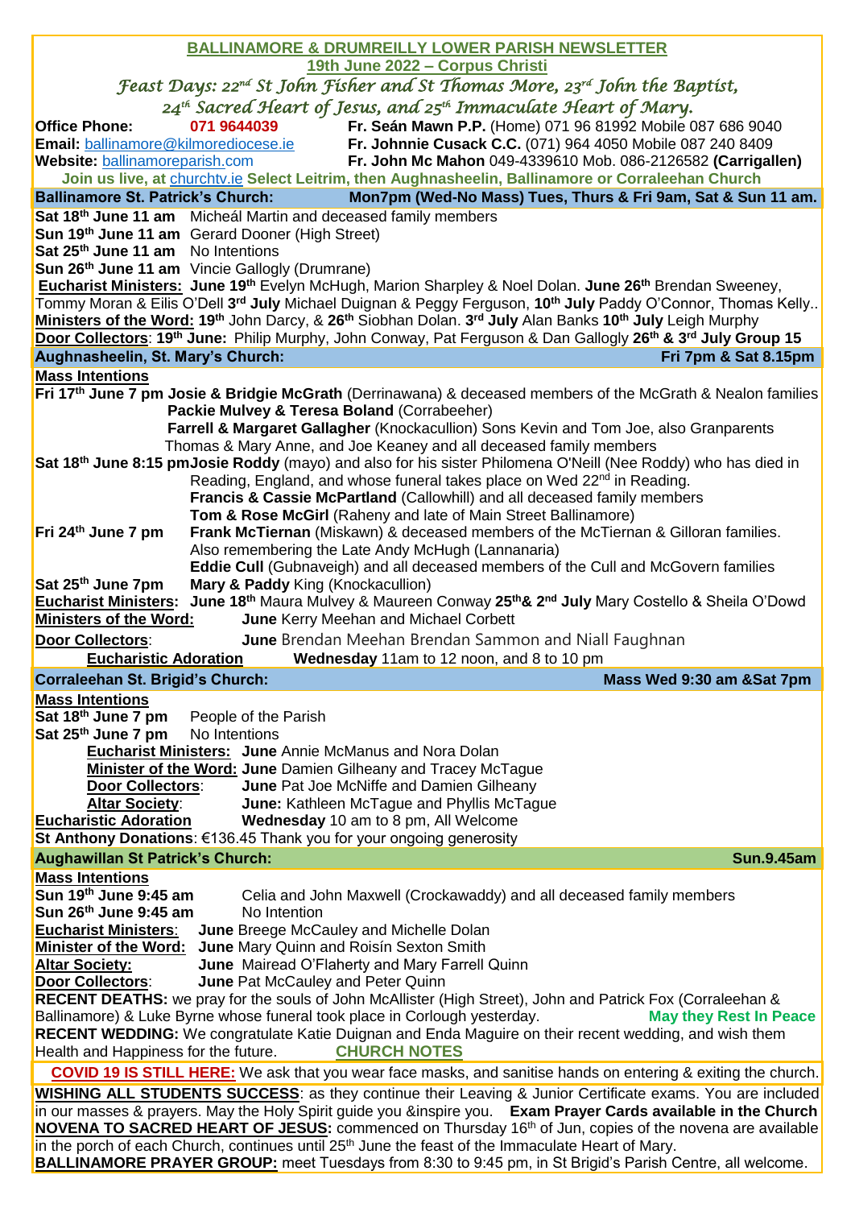# BALLINAMORE & DRUMREILLY LOWER PARISH NEWSLETTER

## 19th June 2022 – Corpus Christi

*Feast Days: 22nd St John Fisher and St Thomas More, 23rd John the Baptist, 24th Sacred Heart of Jesus, and 25th Immaculate Heart of Mary.*

**Office Phone:** 071 9644039
**Email:** ballinamore@kilmorediocese.ie
**Website:** ballinamoreparish.com

**Fr. Seán Mawn P.P.** (Home) 071 96 81992 Mobile 087 686 9040
**Fr. Johnnie Cusack C.C.** (071) 964 4050 Mobile 087 240 8409
**Fr. John Mc Mahon** 049-4339610 Mob. 086-2126582 **(Carrigallen)**

**Join us live, at churchtv.ie Select Leitrim, then Aughnasheelin, Ballinamore or Corraleehan Church**

## Ballinamore St. Patrick's Church: Mon7pm (Wed-No Mass) Tues, Thurs & Fri 9am, Sat & Sun 11 am.

**Sat 18th June 11 am** Micheál Martin and deceased family members
**Sun 19th June 11 am** Gerard Dooner (High Street)
**Sat 25th June 11 am** No Intentions
**Sun 26th June 11 am** Vincie Gallogly (Drumrane)

**Eucharist Ministers:** **June 19th** Evelyn McHugh, Marion Sharpley & Noel Dolan. **June 26th** Brendan Sweeney, Tommy Moran & Eilis O'Dell **3rd July** Michael Duignan & Peggy Ferguson, **10th July** Paddy O'Connor, Thomas Kelly..
**Ministers of the Word:** **19th** John Darcy, & **26th** Siobhan Dolan. **3rd July** Alan Banks **10th July** Leigh Murphy
**Door Collectors**: **19th June:** Philip Murphy, John Conway, Pat Ferguson & Dan Gallogly **26th & 3rd July Group 15**

## Aughnasheelin, St. Mary's Church: Fri 7pm & Sat 8.15pm

**Mass Intentions**

**Fri 17th June 7 pm** **Josie & Bridgie McGrath** (Derrinawana) & deceased members of the McGrath & Nealon families
**Packie Mulvey & Teresa Boland** (Corrabeeher)
**Farrell & Margaret Gallagher** (Knockacullion) Sons Kevin and Tom Joe, also Granparents Thomas & Mary Anne, and Joe Keaney and all deceased family members

**Sat 18th June 8:15 pm** **Josie Roddy** (mayo) and also for his sister Philomena O'Neill (Nee Roddy) who has died in Reading, England, and whose funeral takes place on Wed 22nd in Reading.
**Francis & Cassie McPartland** (Callowhill) and all deceased family members
**Tom & Rose McGirl** (Raheny and late of Main Street Ballinamore)

**Fri 24th June 7 pm** **Frank McTiernan** (Miskawn) & deceased members of the McTiernan & Gilloran families. Also remembering the Late Andy McHugh (Lannanaria)
**Eddie Cull** (Gubnaveigh) and all deceased members of the Cull and McGovern families

**Sat 25th June 7pm** **Mary & Paddy** King (Knockacullion)

**Eucharist Ministers:** **June 18th** Maura Mulvey & Maureen Conway **25th& 2nd July** Mary Costello & Sheila O'Dowd
**Ministers of the Word:** **June** Kerry Meehan and Michael Corbett
**Door Collectors**: **June** Brendan Meehan Brendan Sammon and Niall Faughnan
**Eucharistic Adoration** **Wednesday** 11am to 12 noon, and 8 to 10 pm

## Corraleehan St. Brigid's Church: Mass Wed 9:30 am &Sat 7pm

**Mass Intentions**

**Sat 18th June 7 pm** People of the Parish
**Sat 25th June 7 pm** No Intentions

**Eucharist Ministers:** **June** Annie McManus and Nora Dolan
**Minister of the Word:** **June** Damien Gilheany and Tracey McTague
**Door Collectors**: **June** Pat Joe McNiffe and Damien Gilheany
**Altar Society**: **June:** Kathleen McTague and Phyllis McTague
**Eucharistic Adoration** **Wednesday** 10 am to 8 pm, All Welcome
**St Anthony Donations**: €136.45 Thank you for your ongoing generosity

## Aughawillan St Patrick's Church: Sun.9.45am

**Mass Intentions**

**Sun 19th June 9:45 am** Celia and John Maxwell (Crockawaddy) and all deceased family members
**Sun 26th June 9:45 am** No Intention

**Eucharist Ministers**: **June** Breege McCauley and Michelle Dolan
**Minister of the Word:** **June** Mary Quinn and Roisín Sexton Smith
**Altar Society:** **June** Mairead O'Flaherty and Mary Farrell Quinn
**Door Collectors**: **June** Pat McCauley and Peter Quinn

**RECENT DEATHS:** we pray for the souls of John McAllister (High Street), John and Patrick Fox (Corraleehan & Ballinamore) & Luke Byrne whose funeral took place in Corlough yesterday. **May they Rest In Peace**

**RECENT WEDDING:** We congratulate Katie Duignan and Enda Maguire on their recent wedding, and wish them Health and Happiness for the future.

## CHURCH NOTES

**COVID 19 IS STILL HERE:** We ask that you wear face masks, and sanitise hands on entering & exiting the church.

**WISHING ALL STUDENTS SUCCESS**: as they continue their Leaving & Junior Certificate exams. You are included in our masses & prayers. May the Holy Spirit guide you &inspire you. **Exam Prayer Cards available in the Church**

**NOVENA TO SACRED HEART OF JESUS:** commenced on Thursday 16th of Jun, copies of the novena are available in the porch of each Church, continues until 25th June the feast of the Immaculate Heart of Mary.

**BALLINAMORE PRAYER GROUP:** meet Tuesdays from 8:30 to 9:45 pm, in St Brigid's Parish Centre, all welcome.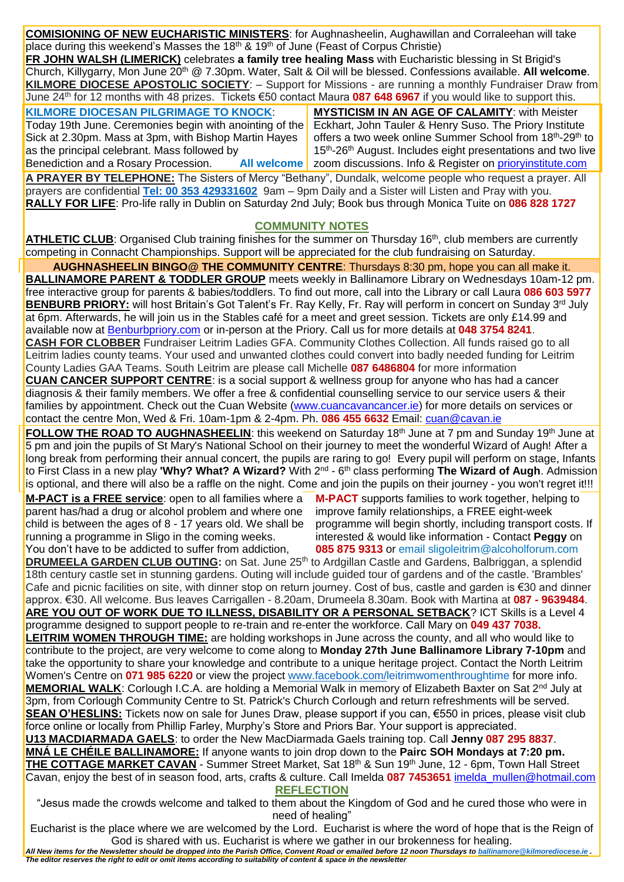**COMISIONING OF NEW EUCHARISTIC MINISTERS**: for Aughnasheelin, Aughawillan and Corraleehan will take place during this weekend's Masses the 18th & 19th of June (Feast of Corpus Christie)

**FR JOHN WALSH (LIMERICK)** celebrates **a family tree healing Mass** with Eucharistic blessing in St Brigid's Church, Killygarry, Mon June 20th @ 7.30pm. Water, Salt & Oil will be blessed. Confessions available. **All welcome**.

**KILMORE DIOCESE APOSTOLIC SOCIETY**: – Support for Missions - are running a monthly Fundraiser Draw from June 24th for 12 months with 48 prizes. Tickets €50 contact Maura **087 648 6967** if you would like to support this.

**KILMORE DIOCESAN PILGRIMAGE TO KNOCK**: Today 19th June. Ceremonies begin with anointing of the Sick at 2.30pm. Mass at 3pm, with Bishop Martin Hayes as the principal celebrant. Mass followed by Benediction and a Rosary Procession. **All welcome**

**MYSTICISM IN AN AGE OF CALAMITY**: with Meister Eckhart, John Tauler & Henry Suso. The Priory Institute offers a two week online Summer School from 18th-29th to 15th-26th August. Includes eight presentations and two live zoom discussions. Info & Register on prioryinstitute.com

**A PRAYER BY TELEPHONE:** The Sisters of Mercy "Bethany", Dundalk, welcome people who request a prayer. All prayers are confidential **Tel: 00 353 429331602** 9am – 9pm Daily and a Sister will Listen and Pray with you.

**RALLY FOR LIFE**: Pro-life rally in Dublin on Saturday 2nd July; Book bus through Monica Tuite on **086 828 1727**

## COMMUNITY NOTES

**ATHLETIC CLUB**: Organised Club training finishes for the summer on Thursday 16th, club members are currently competing in Connacht Championships. Support will be appreciated for the club fundraising on Saturday.

**AUGHNASHEELIN BINGO@ THE COMMUNITY CENTRE**: Thursdays 8:30 pm, hope you can all make it.

**BALLINAMORE PARENT & TODDLER GROUP** meets weekly in Ballinamore Library on Wednesdays 10am-12 pm. free interactive group for parents & babies/toddlers. To find out more, call into the Library or call Laura **086 603 5977**

**BENBURB PRIORY:** will host Britain's Got Talent's Fr. Ray Kelly, Fr. Ray will perform in concert on Sunday 3rd July at 6pm. Afterwards, he will join us in the Stables café for a meet and greet session. Tickets are only £14.99 and available now at Benburbpriory.com or in-person at the Priory. Call us for more details at **048 3754 8241**.

**CASH FOR CLOBBER** Fundraiser Leitrim Ladies GFA. Community Clothes Collection. All funds raised go to all Leitrim ladies county teams. Your used and unwanted clothes could convert into badly needed funding for Leitrim County Ladies GAA Teams. South Leitrim are please call Michelle **087 6486804** for more information

**CUAN CANCER SUPPORT CENTRE**: is a social support & wellness group for anyone who has had a cancer diagnosis & their family members. We offer a free & confidential counselling service to our service users & their families by appointment. Check out the Cuan Website (www.cuancavancancer.ie) for more details on services or contact the centre Mon, Wed & Fri. 10am-1pm & 2-4pm. Ph. **086 455 6632** Email: cuan@cavan.ie

**FOLLOW THE ROAD TO AUGHNASHEELIN**: this weekend on Saturday 18th June at 7 pm and Sunday 19th June at 5 pm and join the pupils of St Mary's National School on their journey to meet the wonderful Wizard of Augh! After a long break from performing their annual concert, the pupils are raring to go! Every pupil will perform on stage, Infants to First Class in a new play **'Why? What? A Wizard?** With 2nd - 6th class performing **The Wizard of Augh**. Admission is optional, and there will also be a raffle on the night. Come and join the pupils on their journey - you won't regret it!!!

**M-PACT is a FREE service**: open to all families where a parent has/had a drug or alcohol problem and where one child is between the ages of 8 - 17 years old. We shall be running a programme in Sligo in the coming weeks. You don't have to be addicted to suffer from addiction, **M-PACT** supports families to work together, helping to improve family relationships, a FREE eight-week programme will begin shortly, including transport costs. If interested & would like information - Contact **Peggy** on **085 875 9313** or email sligoleitrim@alcoholforum.com

**DRUMEELA GARDEN CLUB OUTING:** on Sat. June 25th to Ardgillan Castle and Gardens, Balbriggan, a splendid 18th century castle set in stunning gardens. Outing will include guided tour of gardens and of the castle. 'Brambles' Cafe and picnic facilities on site, with dinner stop on return journey. Cost of bus, castle and garden is €30 and dinner approx. €30. All welcome. Bus leaves Carrigallen - 8.20am, Drumeela 8.30am. Book with Martina at **087 - 9639484**.

**ARE YOU OUT OF WORK DUE TO ILLNESS, DISABILITY OR A PERSONAL SETBACK**? ICT Skills is a Level 4 programme designed to support people to re-train and re-enter the workforce. Call Mary on **049 437 7038.**

**LEITRIM WOMEN THROUGH TIME:** are holding workshops in June across the county, and all who would like to contribute to the project, are very welcome to come along to **Monday 27th June Ballinamore Library 7-10pm** and take the opportunity to share your knowledge and contribute to a unique heritage project. Contact the North Leitrim Women's Centre on **071 985 6220** or view the project www.facebook.com/leitrimwomenthroughtime for more info.

**MEMORIAL WALK**: Corlough I.C.A. are holding a Memorial Walk in memory of Elizabeth Baxter on Sat 2nd July at 3pm, from Corlough Community Centre to St. Patrick's Church Corlough and return refreshments will be served.

**SEAN O'HESLINS:** Tickets now on sale for Junes Draw, please support if you can, €550 in prices, please visit club force online or locally from Phillip Farley, Murphy's Store and Priors Bar. Your support is appreciated.

**U13 MACDIARMADA GAELS**: to order the New MacDiarmada Gaels training top. Call **Jenny 087 295 8837**.

**MNÁ LE CHÉILE BALLINAMORE:** If anyone wants to join drop down to the **Pairc SOH Mondays at 7:20 pm.**

**THE COTTAGE MARKET CAVAN** - Summer Street Market, Sat 18th & Sun 19th June, 12 - 6pm, Town Hall Street Cavan, enjoy the best of in season food, arts, crafts & culture. Call Imelda **087 7453651** imelda_mullen@hotmail.com

## REFLECTION

"Jesus made the crowds welcome and talked to them about the Kingdom of God and he cured those who were in need of healing"

Eucharist is the place where we are welcomed by the Lord. Eucharist is where the word of hope that is the Reign of God is shared with us. Eucharist is where we gather in our brokenness for healing.

***All New items for the Newsletter should be dropped into the Parish Office, Convent Road or emailed before 12 noon Thursdays to ballinamore@kilmorediocese.ie . The editor reserves the right to edit or omit items according to suitability of content & space in the newsletter***